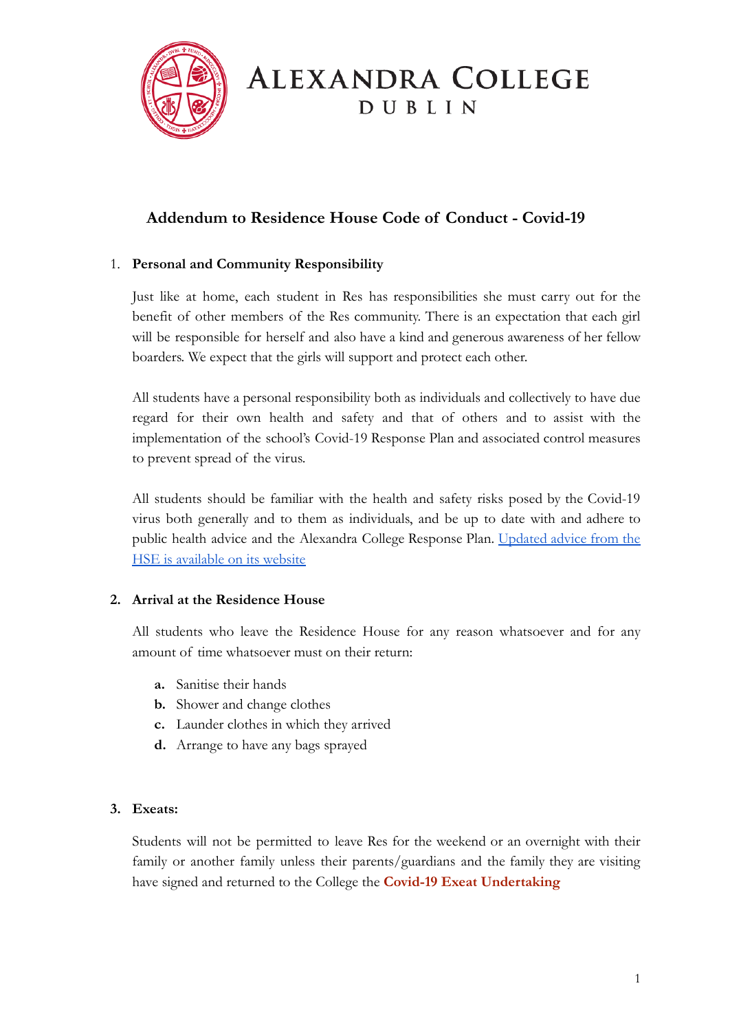# Alexandra College

DUBLIN

## Addendum to Residence House Code of Conduct - Covid-19

1. **Personal and Community Responsibility**

   Just like at home, each student in Res has responsibilities she must carry out for the benefit of other members of the Res community. There is an expectation that each girl will be responsible for herself and also have a kind and generous awareness of her fellow boarders. We expect that the girls will support and protect each other.

   All students have a personal responsibility both as individuals and collectively to have due regard for their own health and safety and that of others and to assist with the implementation of the school's Covid-19 Response Plan and associated control measures to prevent spread of the virus.

   All students should be familiar with the health and safety risks posed by the Covid-19 virus both generally and to them as individuals, and be up to date with and adhere to public health advice and the Alexandra College Response Plan. Updated advice from the HSE is available on its website

2. **Arrival at the Residence House**

   All students who leave the Residence House for any reason whatsoever and for any amount of time whatsoever must on their return:

   a. Sanitise their hands
   b. Shower and change clothes
   c. Launder clothes in which they arrived
   d. Arrange to have any bags sprayed

3. **Exeats:**

   Students will not be permitted to leave Res for the weekend or an overnight with their family or another family unless their parents/guardians and the family they are visiting have signed and returned to the College the **Covid-19 Exeat Undertaking**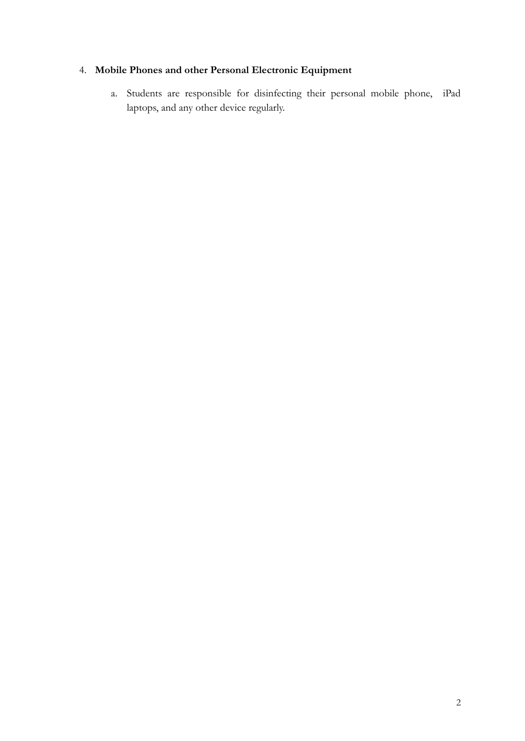4. **Mobile Phones and other Personal Electronic Equipment**

    a. Students are responsible for disinfecting their personal mobile phone, iPad laptops, and any other device regularly.